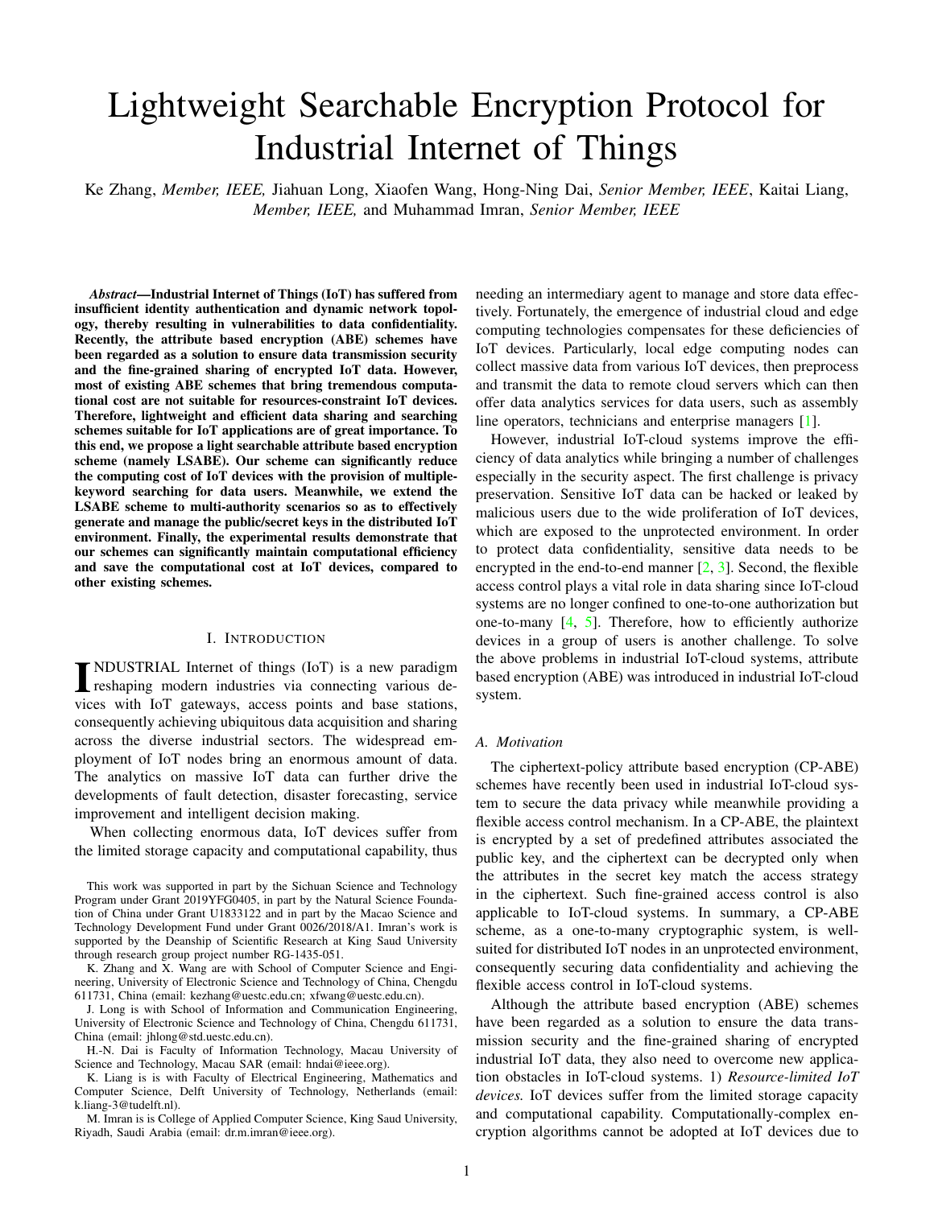# Lightweight Searchable Encryption Protocol for Industrial Internet of Things

Ke Zhang, *Member, IEEE,* Jiahuan Long, Xiaofen Wang, Hong-Ning Dai, *Senior Member, IEEE*, Kaitai Liang, *Member, IEEE,* and Muhammad Imran, *Senior Member, IEEE*

***Abstract*—Industrial Internet of Things (IoT) has suffered from insufficient identity authentication and dynamic network topology, thereby resulting in vulnerabilities to data confidentiality. Recently, the attribute based encryption (ABE) schemes have been regarded as a solution to ensure data transmission security and the fine-grained sharing of encrypted IoT data. However, most of existing ABE schemes that bring tremendous computational cost are not suitable for resources-constraint IoT devices. Therefore, lightweight and efficient data sharing and searching schemes suitable for IoT applications are of great importance. To this end, we propose a light searchable attribute based encryption scheme (namely LSABE). Our scheme can significantly reduce the computing cost of IoT devices with the provision of multiple-keyword searching for data users. Meanwhile, we extend the LSABE scheme to multi-authority scenarios so as to effectively generate and manage the public/secret keys in the distributed IoT environment. Finally, the experimental results demonstrate that our schemes can significantly maintain computational efficiency and save the computational cost at IoT devices, compared to other existing schemes.**

## I. Introduction

INDUSTRIAL Internet of things (IoT) is a new paradigm reshaping modern industries via connecting various devices with IoT gateways, access points and base stations, consequently achieving ubiquitous data acquisition and sharing across the diverse industrial sectors. The widespread employment of IoT nodes bring an enormous amount of data. The analytics on massive IoT data can further drive the developments of fault detection, disaster forecasting, service improvement and intelligent decision making.

When collecting enormous data, IoT devices suffer from the limited storage capacity and computational capability, thus needing an intermediary agent to manage and store data effectively. Fortunately, the emergence of industrial cloud and edge computing technologies compensates for these deficiencies of IoT devices. Particularly, local edge computing nodes can collect massive data from various IoT devices, then preprocess and transmit the data to remote cloud servers which can then offer data analytics services for data users, such as assembly line operators, technicians and enterprise managers [1].

However, industrial IoT-cloud systems improve the efficiency of data analytics while bringing a number of challenges especially in the security aspect. The first challenge is privacy preservation. Sensitive IoT data can be hacked or leaked by malicious users due to the wide proliferation of IoT devices, which are exposed to the unprotected environment. In order to protect data confidentiality, sensitive data needs to be encrypted in the end-to-end manner [2, 3]. Second, the flexible access control plays a vital role in data sharing since IoT-cloud systems are no longer confined to one-to-one authorization but one-to-many [4, 5]. Therefore, how to efficiently authorize devices in a group of users is another challenge. To solve the above problems in industrial IoT-cloud systems, attribute based encryption (ABE) was introduced in industrial IoT-cloud system.

### A. Motivation

The ciphertext-policy attribute based encryption (CP-ABE) schemes have recently been used in industrial IoT-cloud system to secure the data privacy while meanwhile providing a flexible access control mechanism. In a CP-ABE, the plaintext is encrypted by a set of predefined attributes associated the public key, and the ciphertext can be decrypted only when the attributes in the secret key match the access strategy in the ciphertext. Such fine-grained access control is also applicable to IoT-cloud systems. In summary, a CP-ABE scheme, as a one-to-many cryptographic system, is well-suited for distributed IoT nodes in an unprotected environment, consequently securing data confidentiality and achieving the flexible access control in IoT-cloud systems.

Although the attribute based encryption (ABE) schemes have been regarded as a solution to ensure the data transmission security and the fine-grained sharing of encrypted industrial IoT data, they also need to overcome new application obstacles in IoT-cloud systems. 1) *Resource-limited IoT devices.* IoT devices suffer from the limited storage capacity and computational capability. Computationally-complex encryption algorithms cannot be adopted at IoT devices due to

---

This work was supported in part by the Sichuan Science and Technology Program under Grant 2019YFG0405, in part by the Natural Science Foundation of China under Grant U1833122 and in part by the Macao Science and Technology Development Fund under Grant 0026/2018/A1. Imran's work is supported by the Deanship of Scientific Research at King Saud University through research group project number RG-1435-051.

K. Zhang and X. Wang are with School of Computer Science and Engineering, University of Electronic Science and Technology of China, Chengdu 611731, China (email: kezhang@uestc.edu.cn; xfwang@uestc.edu.cn).

J. Long is with School of Information and Communication Engineering, University of Electronic Science and Technology of China, Chengdu 611731, China (email: jhlong@std.uestc.edu.cn).

H.-N. Dai is Faculty of Information Technology, Macau University of Science and Technology, Macau SAR (email: hndai@ieee.org).

K. Liang is is with Faculty of Electrical Engineering, Mathematics and Computer Science, Delft University of Technology, Netherlands (email: k.liang-3@tudelft.nl).

M. Imran is is College of Applied Computer Science, King Saud University, Riyadh, Saudi Arabia (email: dr.m.imran@ieee.org).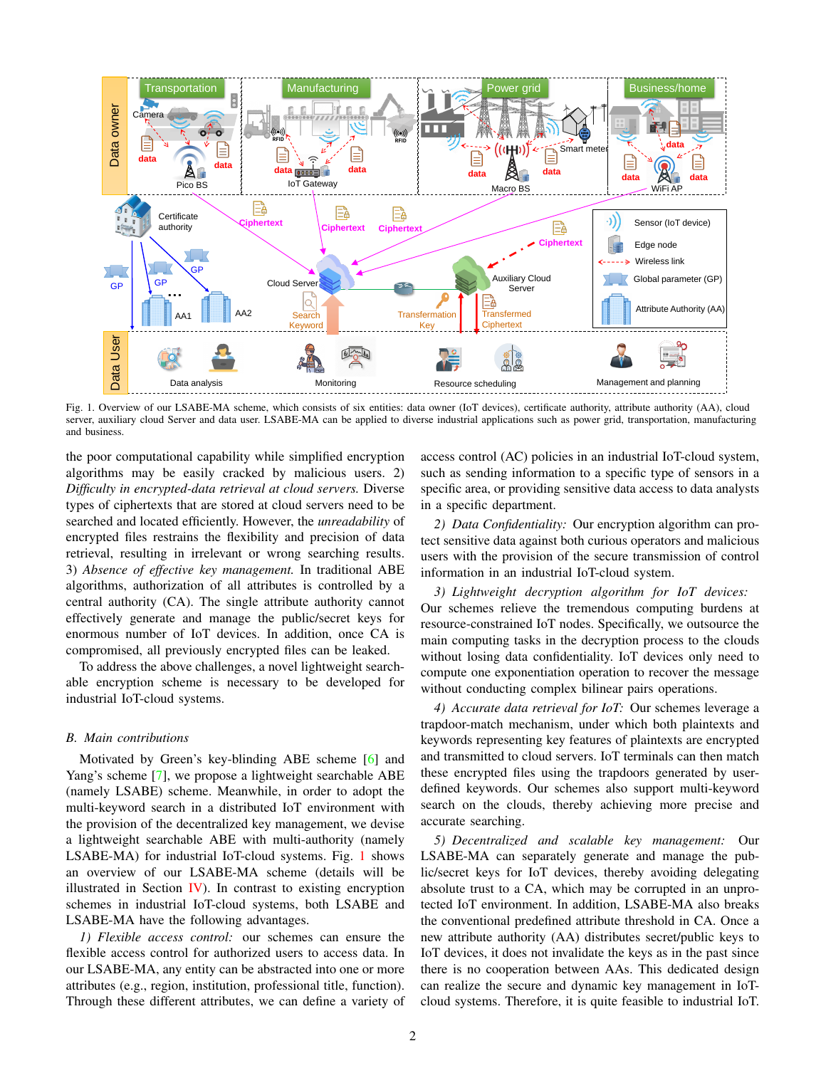Fig. 1. Overview of our LSABE-MA scheme, which consists of six entities: data owner (IoT devices), certificate authority, attribute authority (AA), cloud server, auxiliary cloud Server and data user. LSABE-MA can be applied to diverse industrial applications such as power grid, transportation, manufacturing and business.

the poor computational capability while simplified encryption algorithms may be easily cracked by malicious users. 2) *Difficulty in encrypted-data retrieval at cloud servers.* Diverse types of ciphertexts that are stored at cloud servers need to be searched and located efficiently. However, the *unreadability* of encrypted files restrains the flexibility and precision of data retrieval, resulting in irrelevant or wrong searching results. 3) *Absence of effective key management.* In traditional ABE algorithms, authorization of all attributes is controlled by a central authority (CA). The single attribute authority cannot effectively generate and manage the public/secret keys for enormous number of IoT devices. In addition, once CA is compromised, all previously encrypted files can be leaked.

To address the above challenges, a novel lightweight searchable encryption scheme is necessary to be developed for industrial IoT-cloud systems.

### B. Main contributions

Motivated by Green's key-blinding ABE scheme [6] and Yang's scheme [7], we propose a lightweight searchable ABE (namely LSABE) scheme. Meanwhile, in order to adopt the multi-keyword search in a distributed IoT environment with the provision of the decentralized key management, we devise a lightweight searchable ABE with multi-authority (namely LSABE-MA) for industrial IoT-cloud systems. Fig. 1 shows an overview of our LSABE-MA scheme (details will be illustrated in Section IV). In contrast to existing encryption schemes in industrial IoT-cloud systems, both LSABE and LSABE-MA have the following advantages.

*1) Flexible access control:* our schemes can ensure the flexible access control for authorized users to access data. In our LSABE-MA, any entity can be abstracted into one or more attributes (e.g., region, institution, professional title, function). Through these different attributes, we can define a variety of access control (AC) policies in an industrial IoT-cloud system, such as sending information to a specific type of sensors in a specific area, or providing sensitive data access to data analysts in a specific department.

*2) Data Confidentiality:* Our encryption algorithm can protect sensitive data against both curious operators and malicious users with the provision of the secure transmission of control information in an industrial IoT-cloud system.

*3) Lightweight decryption algorithm for IoT devices:* Our schemes relieve the tremendous computing burdens at resource-constrained IoT nodes. Specifically, we outsource the main computing tasks in the decryption process to the clouds without losing data confidentiality. IoT devices only need to compute one exponentiation operation to recover the message without conducting complex bilinear pairs operations.

*4) Accurate data retrieval for IoT:* Our schemes leverage a trapdoor-match mechanism, under which both plaintexts and keywords representing key features of plaintexts are encrypted and transmitted to cloud servers. IoT terminals can then match these encrypted files using the trapdoors generated by user-defined keywords. Our schemes also support multi-keyword search on the clouds, thereby achieving more precise and accurate searching.

*5) Decentralized and scalable key management:* Our LSABE-MA can separately generate and manage the public/secret keys for IoT devices, thereby avoiding delegating absolute trust to a CA, which may be corrupted in an unprotected IoT environment. In addition, LSABE-MA also breaks the conventional predefined attribute threshold in CA. Once a new attribute authority (AA) distributes secret/public keys to IoT devices, it does not invalidate the keys as in the past since there is no cooperation between AAs. This dedicated design can realize the secure and dynamic key management in IoT-cloud systems. Therefore, it is quite feasible to industrial IoT.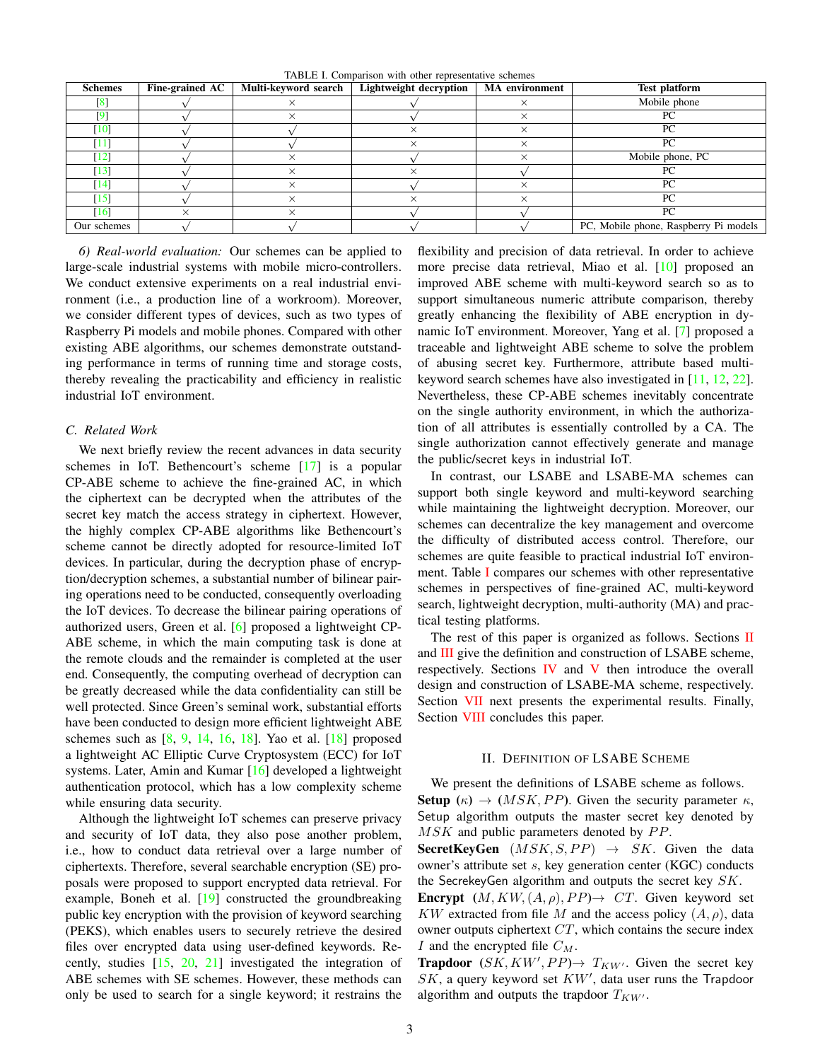TABLE I. Comparison with other representative schemes

| Schemes | Fine-grained AC | Multi-keyword search | Lightweight decryption | MA environment | Test platform |
|---|---|---|---|---|---|
| [8] | √ | × | √ | × | Mobile phone |
| [9] | √ | × | √ | × | PC |
| [10] | √ | √ | × | × | PC |
| [11] | √ | √ | × | × | PC |
| [12] | √ | × | √ | × | Mobile phone, PC |
| [13] | √ | × | × | √ | PC |
| [14] | √ | × | √ | × | PC |
| [15] | √ | × | × | × | PC |
| [16] | × | × | √ | √ | PC |
| Our schemes | √ | √ | √ | √ | PC, Mobile phone, Raspberry Pi models |

*6) Real-world evaluation:* Our schemes can be applied to large-scale industrial systems with mobile micro-controllers. We conduct extensive experiments on a real industrial environment (i.e., a production line of a workroom). Moreover, we consider different types of devices, such as two types of Raspberry Pi models and mobile phones. Compared with other existing ABE algorithms, our schemes demonstrate outstanding performance in terms of running time and storage costs, thereby revealing the practicability and efficiency in realistic industrial IoT environment.

### C. Related Work

We next briefly review the recent advances in data security schemes in IoT. Bethencourt's scheme [17] is a popular CP-ABE scheme to achieve the fine-grained AC, in which the ciphertext can be decrypted when the attributes of the secret key match the access strategy in ciphertext. However, the highly complex CP-ABE algorithms like Bethencourt's scheme cannot be directly adopted for resource-limited IoT devices. In particular, during the decryption phase of encryption/decryption schemes, a substantial number of bilinear pairing operations need to be conducted, consequently overloading the IoT devices. To decrease the bilinear pairing operations of authorized users, Green et al. [6] proposed a lightweight CP-ABE scheme, in which the main computing task is done at the remote clouds and the remainder is completed at the user end. Consequently, the computing overhead of decryption can be greatly decreased while the data confidentiality can still be well protected. Since Green's seminal work, substantial efforts have been conducted to design more efficient lightweight ABE schemes such as [8, 9, 14, 16, 18]. Yao et al. [18] proposed a lightweight AC Elliptic Curve Cryptosystem (ECC) for IoT systems. Later, Amin and Kumar [16] developed a lightweight authentication protocol, which has a low complexity scheme while ensuring data security.

Although the lightweight IoT schemes can preserve privacy and security of IoT data, they also pose another problem, i.e., how to conduct data retrieval over a large number of ciphertexts. Therefore, several searchable encryption (SE) proposals were proposed to support encrypted data retrieval. For example, Boneh et al. [19] constructed the groundbreaking public key encryption with the provision of keyword searching (PEKS), which enables users to securely retrieve the desired files over encrypted data using user-defined keywords. Recently, studies [15, 20, 21] investigated the integration of ABE schemes with SE schemes. However, these methods can only be used to search for a single keyword; it restrains the flexibility and precision of data retrieval. In order to achieve more precise data retrieval, Miao et al. [10] proposed an improved ABE scheme with multi-keyword search so as to support simultaneous numeric attribute comparison, thereby greatly enhancing the flexibility of ABE encryption in dynamic IoT environment. Moreover, Yang et al. [7] proposed a traceable and lightweight ABE scheme to solve the problem of abusing secret key. Furthermore, attribute based multi-keyword search schemes have also investigated in [11, 12, 22]. Nevertheless, these CP-ABE schemes inevitably concentrate on the single authority environment, in which the authorization of all attributes is essentially controlled by a CA. The single authorization cannot effectively generate and manage the public/secret keys in industrial IoT.

In contrast, our LSABE and LSABE-MA schemes can support both single keyword and multi-keyword searching while maintaining the lightweight decryption. Moreover, our schemes can decentralize the key management and overcome the difficulty of distributed access control. Therefore, our schemes are quite feasible to practical industrial IoT environment. Table I compares our schemes with other representative schemes in perspectives of fine-grained AC, multi-keyword search, lightweight decryption, multi-authority (MA) and practical testing platforms.

The rest of this paper is organized as follows. Sections II and III give the definition and construction of LSABE scheme, respectively. Sections IV and V then introduce the overall design and construction of LSABE-MA scheme, respectively. Section VII next presents the experimental results. Finally, Section VIII concludes this paper.

## II. Definition of LSABE Scheme

We present the definitions of LSABE scheme as follows.

**Setup** $(\kappa) \rightarrow (MSK, PP)$. Given the security parameter $\kappa$, Setup algorithm outputs the master secret key denoted by $MSK$ and public parameters denoted by $PP$.

**SecretKeyGen** $(MSK, S, PP) \rightarrow SK$. Given the data owner's attribute set $s$, key generation center (KGC) conducts the SecrekeyGen algorithm and outputs the secret key $SK$.

**Encrypt** $(M, KW, (A, \rho), PP) \rightarrow CT$. Given keyword set $KW$ extracted from file $M$ and the access policy $(A, \rho)$, data owner outputs ciphertext $CT$, which contains the secure index $I$ and the encrypted file $C_M$.

**Trapdoor** $(SK, KW', PP) \rightarrow T_{KW'}$. Given the secret key $SK$, a query keyword set $KW'$, data user runs the Trapdoor algorithm and outputs the trapdoor $T_{KW'}$.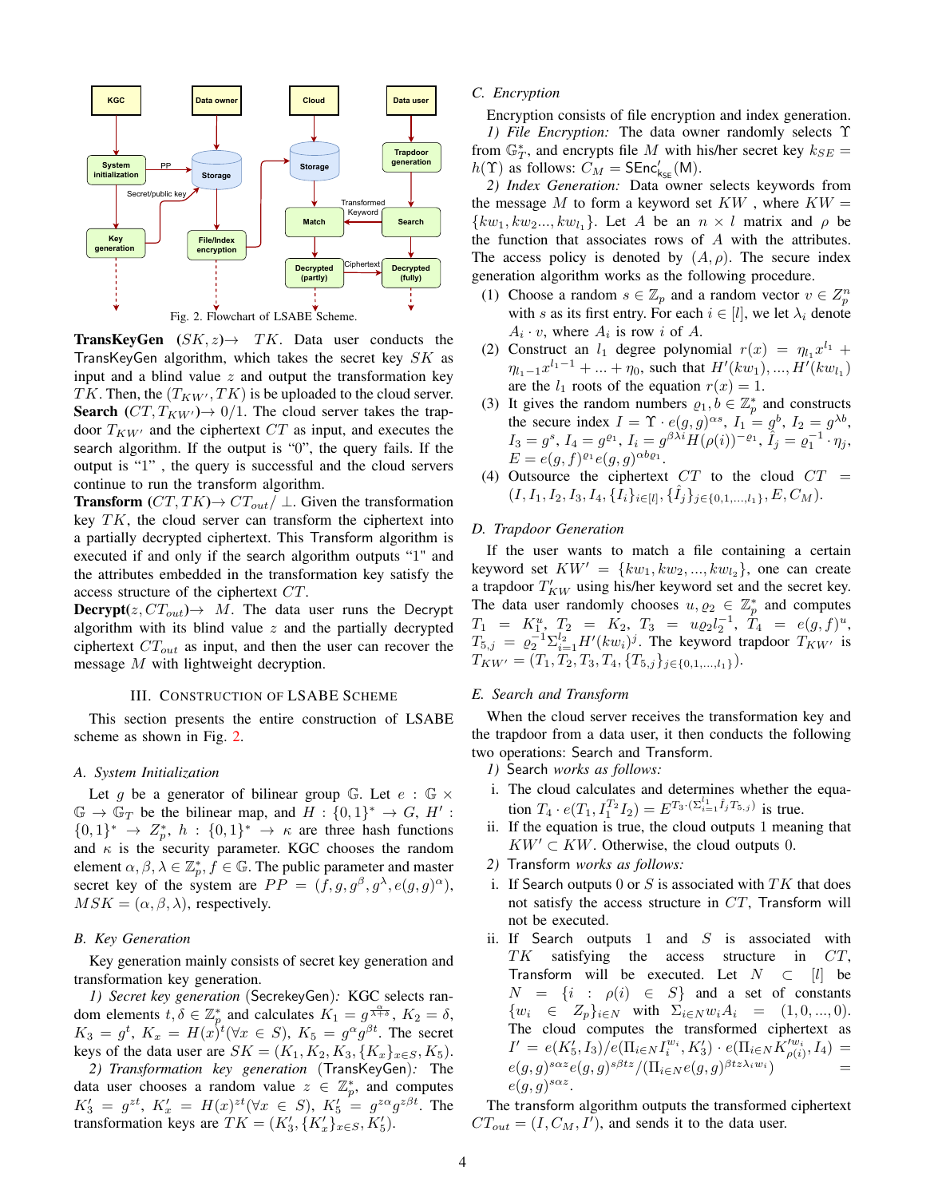Fig. 2. Flowchart of LSABE Scheme.

**TransKeyGen** $(SK, z) \rightarrow TK$. Data user conducts the TransKeyGen algorithm, which takes the secret key $SK$ as input and a blind value $z$ and output the transformation key $TK$. Then, the $(T_{KW'}, TK)$ is be uploaded to the cloud server.

**Search** $(CT, T_{KW'}) \rightarrow 0/1$. The cloud server takes the trapdoor $T_{KW'}$ and the ciphertext $CT$ as input, and executes the search algorithm. If the output is "0", the query fails. If the output is "1" , the query is successful and the cloud servers continue to run the transform algorithm.

**Transform** $(CT, TK) \rightarrow CT_{out} / \perp$. Given the transformation key $TK$, the cloud server can transform the ciphertext into a partially decrypted ciphertext. This Transform algorithm is executed if and only if the search algorithm outputs "1" and the attributes embedded in the transformation key satisfy the access structure of the ciphertext $CT$.

**Decrypt**$(z, CT_{out}) \rightarrow M$. The data user runs the Decrypt algorithm with its blind value $z$ and the partially decrypted ciphertext $CT_{out}$ as input, and then the user can recover the message $M$ with lightweight decryption.

## III. Construction of LSABE Scheme

This section presents the entire construction of LSABE scheme as shown in Fig. 2.

### A. System Initialization

Let $g$ be a generator of bilinear group $\mathbb{G}$. Let $e : \mathbb{G} \times \mathbb{G} \rightarrow \mathbb{G}_T$ be the bilinear map, and $H : \{0,1\}^* \rightarrow G$, $H' : \{0,1\}^* \rightarrow Z_p^*$, $h : \{0,1\}^* \rightarrow \kappa$ are three hash functions and $\kappa$ is the security parameter. KGC chooses the random element $\alpha, \beta, \lambda \in \mathbb{Z}_p^*$, $f \in \mathbb{G}$. The public parameter and master secret key of the system are $PP = (f, g, g^\beta, g^\lambda, e(g,g)^\alpha)$, $MSK = (\alpha, \beta, \lambda)$, respectively.

### B. Key Generation

Key generation mainly consists of secret key generation and transformation key generation.

*1) Secret key generation* (SecrekeyGen)*:* KGC selects random elements $t, \delta \in \mathbb{Z}_p^*$ and calculates $K_1 = g^{\frac{\alpha}{\lambda+\delta}}$, $K_2 = \delta$, $K_3 = g^t$, $K_x = H(x)^t (\forall x \in S)$, $K_5 = g^\alpha g^{\beta t}$. The secret keys of the data user are $SK = (K_1, K_2, K_3, \{K_x\}_{x \in S}, K_5)$.

*2) Transformation key generation* (TransKeyGen)*:* The data user chooses a random value $z \in \mathbb{Z}_p^*$, and computes $K_3' = g^{zt}$, $K_x' = H(x)^{zt} (\forall x \in S)$, $K_5' = g^{z\alpha} g^{z\beta t}$. The transformation keys are $TK = (K_3', \{K_x'\}_{x \in S}, K_5')$.

### C. Encryption

Encryption consists of file encryption and index generation.

*1) File Encryption:* The data owner randomly selects $\Upsilon$ from $\mathbb{G}_T^*$, and encrypts file $M$ with his/her secret key $k_{SE} = h(\Upsilon)$ as follows: $C_M = \mathsf{SEnc}'_{k_{SE}}(\mathsf{M})$.

*2) Index Generation:* Data owner selects keywords from the message $M$ to form a keyword set $KW$ , where $KW = \{kw_1, kw_2..., kw_{l_1}\}$. Let $A$ be an $n \times l$ matrix and $\rho$ be the function that associates rows of $A$ with the attributes. The access policy is denoted by $(A, \rho)$. The secure index generation algorithm works as the following procedure.

(1) Choose a random $s \in \mathbb{Z}_p$ and a random vector $v \in Z_p^n$ with $s$ as its first entry. For each $i \in [l]$, we let $\lambda_i$ denote $A_i \cdot v$, where $A_i$ is row $i$ of $A$.

(2) Construct an $l_1$ degree polynomial $r(x) = \eta_{l_1} x^{l_1} + \eta_{l_1 - 1} x^{l_1 - 1} + ... + \eta_0$, such that $H'(kw_1), ..., H'(kw_{l_1})$ are the $l_1$ roots of the equation $r(x) = 1$.

(3) It gives the random numbers $\varrho_1, b \in \mathbb{Z}_p^*$ and constructs the secure index $I = \Upsilon \cdot e(g,g)^{\alpha s}$, $I_1 = g^b$, $I_2 = g^{\lambda b}$, $I_3 = g^s$, $I_4 = g^{\varrho_1}$, $I_i = g^{\beta \lambda_i} H(\rho(i))^{-\varrho_1}$, $\hat{I}_j = \varrho_1^{-1} \cdot \eta_j$, $E = e(g,f)^{\varrho_1} e(g,g)^{\alpha b \varrho_1}$.

(4) Outsource the ciphertext $CT$ to the cloud $CT = (I, I_1, I_2, I_3, I_4, \{I_i\}_{i \in [l]}, \{\hat{I}_j\}_{j \in \{0,1,...,l_1\}}, E, C_M)$.

### D. Trapdoor Generation

If the user wants to match a file containing a certain keyword set $KW' = \{kw_1, kw_2, ..., kw_{l_2}\}$, one can create a trapdoor $T'_{KW}$ using his/her keyword set and the secret key. The data user randomly chooses $u, \varrho_2 \in \mathbb{Z}_p^*$ and computes $T_1 = K_1^u$, $T_2 = K_2$, $T_3 = u \varrho_2 l_2^{-1}$, $T_4 = e(g,f)^u$, $T_{5,j} = \varrho_2^{-1} \Sigma_{i=1}^{l_2} H'(kw_i)^j$. The keyword trapdoor $T_{KW'}$ is $T_{KW'} = (T_1, T_2, T_3, T_4, \{T_{5,j}\}_{j \in \{0,1,...,l_1\}})$.

### E. Search and Transform

When the cloud server receives the transformation key and the trapdoor from a data user, it then conducts the following two operations: Search and Transform.

*1)* Search *works as follows:*

i. The cloud calculates and determines whether the equation $T_4 \cdot e(T_1, I_1^{T_2} I_2) = E^{T_3 \cdot (\Sigma_{i=1}^{l_1} \hat{I}_j T_{5,j})}$ is true.

ii. If the equation is true, the cloud outputs 1 meaning that $KW' \subset KW$. Otherwise, the cloud outputs 0.

*2)* Transform *works as follows:*

i. If Search outputs 0 or $S$ is associated with $TK$ that does not satisfy the access structure in $CT$, Transform will not be executed.

ii. If Search outputs 1 and $S$ is associated with $TK$ satisfying the access structure in $CT$, Transform will be executed. Let $N \subset [l]$ be $N = \{i : \rho(i) \in S\}$ and a set of constants $\{w_i \in Z_p\}_{i \in N}$ with $\Sigma_{i \in N} w_i A_i = (1, 0, ..., 0)$. The cloud computes the transformed ciphertext as $I' = e(K_5', I_3) / e(\Pi_{i \in N} I_i^{w_i}, K_3') \cdot e(\Pi_{i \in N} K'^{w_i}_{\rho(i)}, I_4) = e(g,g)^{s\alpha z} e(g,g)^{s\beta tz} / (\Pi_{i \in N} e(g,g)^{\beta tz \lambda_i w_i}) = e(g,g)^{s\alpha z}$.

The transform algorithm outputs the transformed ciphertext $CT_{out} = (I, C_M, I')$, and sends it to the data user.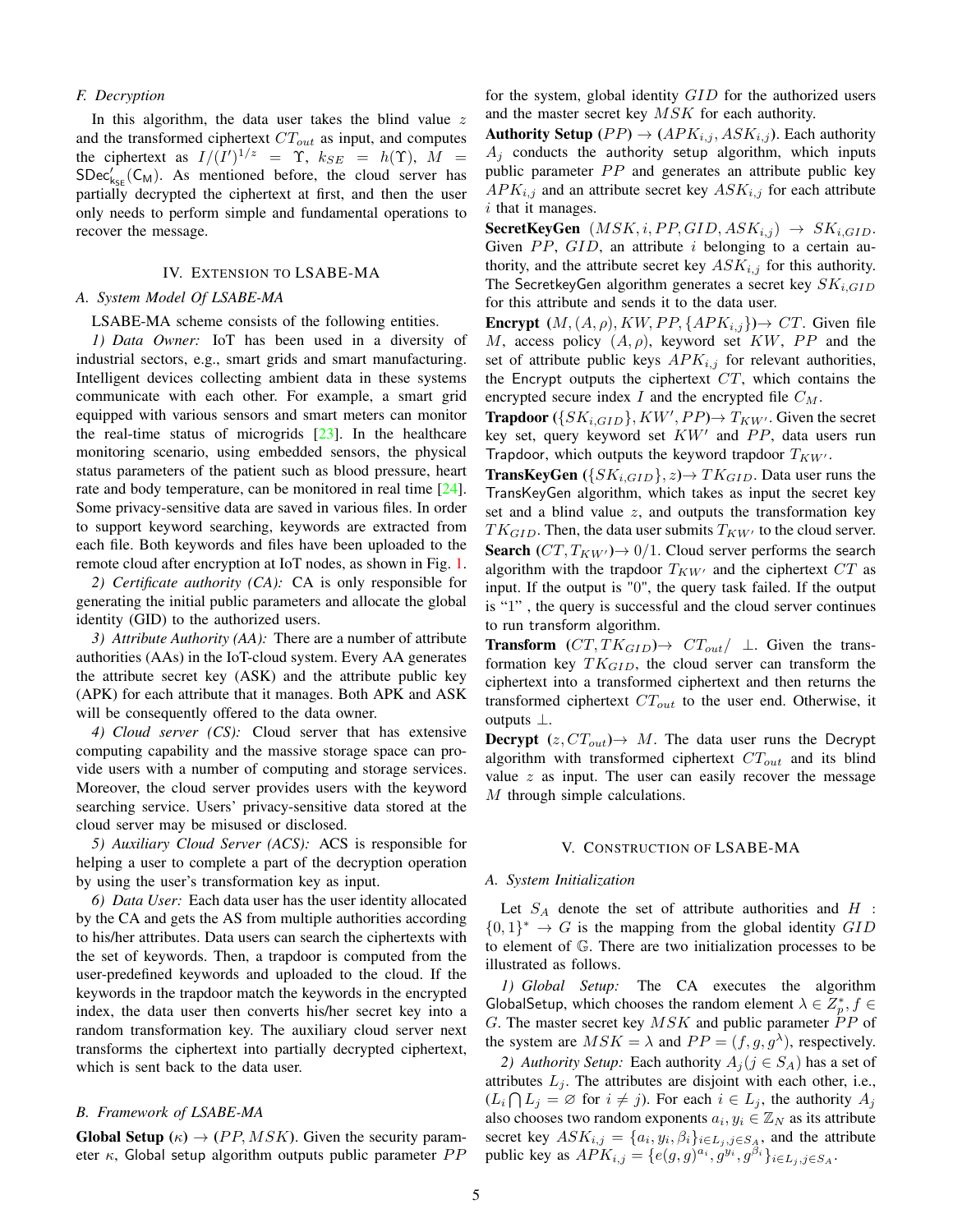### F. Decryption

In this algorithm, the data user takes the blind value $z$ and the transformed ciphertext $CT_{out}$ as input, and computes the ciphertext as $I/(I')^{1/z} = \Upsilon$, $k_{SE} = h(\Upsilon)$, $M = \mathsf{SDec}'_{\mathsf{k_{SE}}}(\mathsf{C_M})$. As mentioned before, the cloud server has partially decrypted the ciphertext at first, and then the user only needs to perform simple and fundamental operations to recover the message.

## IV. Extension to LSABE-MA

### A. System Model Of LSABE-MA

LSABE-MA scheme consists of the following entities.

*1) Data Owner:* IoT has been used in a diversity of industrial sectors, e.g., smart grids and smart manufacturing. Intelligent devices collecting ambient data in these systems communicate with each other. For example, a smart grid equipped with various sensors and smart meters can monitor the real-time status of microgrids [23]. In the healthcare monitoring scenario, using embedded sensors, the physical status parameters of the patient such as blood pressure, heart rate and body temperature, can be monitored in real time [24]. Some privacy-sensitive data are saved in various files. In order to support keyword searching, keywords are extracted from each file. Both keywords and files have been uploaded to the remote cloud after encryption at IoT nodes, as shown in Fig. 1.

*2) Certificate authority (CA):* CA is only responsible for generating the initial public parameters and allocate the global identity (GID) to the authorized users.

*3) Attribute Authority (AA):* There are a number of attribute authorities (AAs) in the IoT-cloud system. Every AA generates the attribute secret key (ASK) and the attribute public key (APK) for each attribute that it manages. Both APK and ASK will be consequently offered to the data owner.

*4) Cloud server (CS):* Cloud server that has extensive computing capability and the massive storage space can provide users with a number of computing and storage services. Moreover, the cloud server provides users with the keyword searching service. Users' privacy-sensitive data stored at the cloud server may be misused or disclosed.

*5) Auxiliary Cloud Server (ACS):* ACS is responsible for helping a user to complete a part of the decryption operation by using the user's transformation key as input.

*6) Data User:* Each data user has the user identity allocated by the CA and gets the AS from multiple authorities according to his/her attributes. Data users can search the ciphertexts with the set of keywords. Then, a trapdoor is computed from the user-predefined keywords and uploaded to the cloud. If the keywords in the trapdoor match the keywords in the encrypted index, the data user then converts his/her secret key into a random transformation key. The auxiliary cloud server next transforms the ciphertext into partially decrypted ciphertext, which is sent back to the data user.

### B. Framework of LSABE-MA

**Global Setup** ($\kappa$) $\rightarrow$ ($PP, MSK$). Given the security parameter $\kappa$, Global setup algorithm outputs public parameter $PP$ for the system, global identity $GID$ for the authorized users and the master secret key $MSK$ for each authority.

**Authority Setup** ($PP$) $\rightarrow$ ($APK_{i,j}, ASK_{i,j}$). Each authority $A_j$ conducts the authority setup algorithm, which inputs public parameter $PP$ and generates an attribute public key $APK_{i,j}$ and an attribute secret key $ASK_{i,j}$ for each attribute $i$ that it manages.

**SecretKeyGen** $(MSK, i, PP, GID, ASK_{i,j}) \rightarrow SK_{i,GID}$. Given $PP$, $GID$, an attribute $i$ belonging to a certain authority, and the attribute secret key $ASK_{i,j}$ for this authority. The SecretkeyGen algorithm generates a secret key $SK_{i,GID}$ for this attribute and sends it to the data user.

**Encrypt** $(M, (A, \rho), KW, PP, \{APK_{i,j}\}) \rightarrow CT$. Given file $M$, access policy $(A, \rho)$, keyword set $KW$, $PP$ and the set of attribute public keys $APK_{i,j}$ for relevant authorities, the Encrypt outputs the ciphertext $CT$, which contains the encrypted secure index $I$ and the encrypted file $C_M$.

**Trapdoor** $(\{SK_{i,GID}\}, KW', PP) \rightarrow T_{KW'}$. Given the secret key set, query keyword set $KW'$ and $PP$, data users run Trapdoor, which outputs the keyword trapdoor $T_{KW'}$.

**TransKeyGen** $(\{SK_{i,GID}\}, z) \rightarrow TK_{GID}$. Data user runs the TransKeyGen algorithm, which takes as input the secret key set and a blind value $z$, and outputs the transformation key $TK_{GID}$. Then, the data user submits $T_{KW'}$ to the cloud server.

**Search** $(CT, T_{KW'}) \rightarrow 0/1$. Cloud server performs the search algorithm with the trapdoor $T_{KW'}$ and the ciphertext $CT$ as input. If the output is "0", the query task failed. If the output is "1" , the query is successful and the cloud server continues to run transform algorithm.

**Transform** $(CT, TK_{GID}) \rightarrow CT_{out}/\perp$. Given the transformation key $TK_{GID}$, the cloud server can transform the ciphertext into a transformed ciphertext and then returns the transformed ciphertext $CT_{out}$ to the user end. Otherwise, it outputs $\perp$.

**Decrypt** $(z, CT_{out}) \rightarrow M$. The data user runs the Decrypt algorithm with transformed ciphertext $CT_{out}$ and its blind value $z$ as input. The user can easily recover the message $M$ through simple calculations.

## V. Construction of LSABE-MA

### A. System Initialization

Let $S_A$ denote the set of attribute authorities and $H : \{0,1\}^* \rightarrow G$ is the mapping from the global identity $GID$ to element of $\mathbb{G}$. There are two initialization processes to be illustrated as follows.

*1) Global Setup:* The CA executes the algorithm GlobalSetup, which chooses the random element $\lambda \in Z_p^*, f \in G$. The master secret key $MSK$ and public parameter $PP$ of the system are $MSK = \lambda$ and $PP = (f, g, g^{\lambda})$, respectively.

*2) Authority Setup:* Each authority $A_j (j \in S_A)$ has a set of attributes $L_j$. The attributes are disjoint with each other, i.e., $(L_i \bigcap L_j = \varnothing$ for $i \neq j)$. For each $i \in L_j$, the authority $A_j$ also chooses two random exponents $a_i, y_i \in \mathbb{Z}_N$ as its attribute secret key $ASK_{i,j} = \{a_i, y_i, \beta_i\}_{i \in L_j, j \in S_A}$, and the attribute public key as $APK_{i,j} = \{e(g,g)^{a_i}, g^{y_i}, g^{\beta_i}\}_{i \in L_j, j \in S_A}$.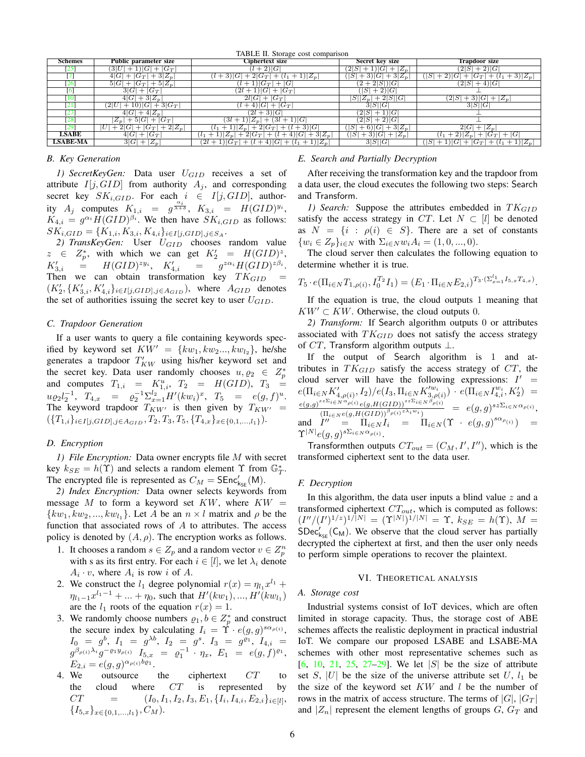TABLE II. Storage cost comparison

| Schemes | Public parameter size | Ciphertext size | Secret key size | Trapdoor size |
| --- | --- | --- | --- | --- |
| [25] | $(3\|U\|+1)\|G\|+\|G_T\|$ | $(l+2)\|G\|$ | $(2\|S\|+1)\|G\|+\|Z_p\|$ | $(2\|S\|+2)\|G\|$ |
| [7] | $4\|G\|+\|G_T\|+3\|Z_p\|$ | $(l+3)\|G\|+2\|G_T\|+(l_1+1)\|Z_p\|$ | $(\|S\|+3)\|G\|+3\|Z_p\|$ | $(\|S\|+2)\|G\|+\|G_T\|+(l_1+3)\|Z_p\|$ |
| [26] | $5\|G\|+\|G_T\|+5\|Z_p\|$ | $(l+1)\|G_T\|+\|G\|$ | $(2+2\|S\|)\|G\|$ | $(2\|S\|+4)\|G\|$ |
| [6] | $3\|G\|+\|G_T\|$ | $(2l+1)\|G\|+\|G_T\|$ | $(\|S\|+2)\|G\|$ | $\perp$ |
| [10] | $4\|G\|+3\|Z_p\|$ | $2l\|G\|+\|G_T\|$ | $\|S\|\|Z_p\|+2\|S\|\|G\|$ | $(2\|S\|+3)\|G\|+\|Z_p\|$ |
| [21] | $(2\|U\|+10)\|G\|+3\|G_T\|$ | $(l+4)\|G\|+\|G_T\|$ | $3\|S\|\|G\|$ | $3\|S\|\|G\|$ |
| [27] | $4\|G\|+4\|Z_p\|$ | $(2l+3)\|G\|$ | $(2\|S\|+1)\|G\|$ | $\perp$ |
| [28] | $\|Z_p\|+5\|G\|+\|G_T\|$ | $(3l+1)\|Z_p\|+(3l+1)\|G\|$ | $(2\|S\|+2)\|G\|$ | $\perp$ |
| [29] | $\|U\|+2\|G\|+\|G_T\|+2\|Z_p\|$ | $(l_1+1)\|Z_p\|+2\|G_T\|+(l+3)\|G\|$ | $(\|S\|+6)\|G\|+3\|Z_p\|$ | $2\|G\|+\|Z_p\|$ |
| **LSABE** | $4\|G\|+\|G_T\|$ | $(l_1+1)\|Z_p\|+2\|G_T\|+(l+4)\|G\|+3\|Z_p\|$ | $(\|S\|+3)\|G\|+\|Z_p\|$ | $(l_1+2)\|Z_p\|+\|G_T\|+\|G\|$ |
| **LSABE-MA** | $3\|G\|+\|Z_p\|$ | $(2l+1)\|G_T\|+(l+4)\|G\|+(l_1+1)\|Z_p\|$ | $3\|S\|\|G\|$ | $(\|S\|+1)\|G\|+\|G_T\|+(l_1+1)\|Z_p\|$ |

### B. Key Generation

*1) SecretKeyGen:* Data user $U_{GID}$ receives a set of attribute $I[j, GID]$ from authority $A_j$, and corresponding secret key $SK_{i,GID}$. For each $i \in I[j, GID]$, authority $A_j$ computes $K_{1,i} = g^{\frac{\alpha_i}{\lambda+\delta}}$, $K_{3,i} = H(GID)^{y_i}$, $K_{4,i} = g^{\alpha_i} H(GID)^{\beta_i}$. We then have $SK_{i,GID}$ as follows: $SK_{i,GID} = \{K_{1,i}, K_{3,i}, K_{4,i}\}_{i \in I[j,GID], j \in S_A}$.

*2) TransKeyGen:* User $U_{GID}$ chooses random value $z \in Z_p^*$, with which we can get $K_2' = H(GID)^z$, $K_{3,i}' = H(GID)^{zy_i}$, $K_{4,i}' = g^{z\alpha_i} H(GID)^{z\beta_i}$. Then we can obtain transformation key $TK_{GID} = (K_2', \{K_{3,i}', K_{4,i}'\}_{i \in I[j,GID], j \in A_{GID}})$, where $A_{GID}$ denotes the set of authorities issuing the secret key to user $U_{GID}$.

### C. Trapdoor Generation

If a user wants to query a file containing keywords specified by keyword set $KW' = \{kw_1, kw_2 ..., kw_{l_2}\}$, he/she generates a trapdoor $T_{KW}'$ using his/her keyword set and the secret key. Data user randomly chooses $u, \varrho_2 \in Z_p^*$ and computes $T_{1,i} = K_{1,i}^u$, $T_2 = H(GID)$, $T_3 = u\varrho_2 l_2^{-1}$, $T_{4,x} = \varrho_2^{-1} \Sigma_{x=1}^{l_2} H'(kw_i)^x$, $T_5 = e(g,f)^u$. The keyword trapdoor $T_{KW'}$ is then given by $T_{KW'} = (\{T_{1,i}\}_{i \in I[j,GID], j \in A_{GID}}, T_2, T_3, T_5, \{T_{4,x}\}_{x \in \{0,1,...,l_1\}})$.

### D. Encryption

*1) File Encryption:* Data owner encrypts file $M$ with secret key $k_{SE} = h(\Upsilon)$ and selects a random element $\Upsilon$ from $\mathbb{G}_T^*$. The encrypted file is represented as $C_M = \mathsf{SEnc}_{\mathsf{k_{SE}}}'(\mathsf{M})$.

*2) Index Encryption:* Data owner selects keywords from message $M$ to form a keyword set $KW$, where $KW = \{kw_1, kw_2, ..., kw_{l_1}\}$. Let $A$ be an $n \times l$ matrix and $\rho$ be the function that associated rows of $A$ to attributes. The access policy is denoted by $(A, \rho)$. The encryption works as follows.

1. It chooses a random $s \in Z_p$ and a random vector $v \in Z_p^n$ with s as its first entry. For each $i \in [l]$, we let $\lambda_i$ denote $A_i \cdot v$, where $A_i$ is row $i$ of $A$.
2. We construct the $l_1$ degree polynomial $r(x) = \eta_{l_1} x^{l_1} + \eta_{l_1 - 1} x^{l_1 - 1} + ... + \eta_0$, such that $H'(kw_1), ..., H'(kw_{l_1})$ are the $l_1$ roots of the equation $r(x) = 1$.
3. We randomly choose numbers $\varrho_1, b \in Z_p^*$ and construct the secure index by calculating $I_i = \Upsilon \cdot e(g,g)^{s\alpha_{\rho(i)}}$, $I_0 = g^b$, $I_1 = g^{\lambda b}$, $I_2 = g^s$. $I_3 = g^{\varrho_1}$, $I_{4,i} = g^{\beta_{\rho(i)}\lambda_i} g^{-\varrho_1 y_{\rho(i)}}$ $I_{5,x} = \varrho_1^{-1} \cdot \eta_x$, $E_1 = e(g,f)^{\varrho_1}$, $E_{2,i} = e(g,g)^{\alpha_{\rho(i)} b \varrho_1}$.
4. We outsource the ciphertext $CT$ to the cloud where $CT$ is represented by $CT = (I_0, I_1, I_2, I_3, E_1, \{I_i, I_{4,i}, E_{2,i}\}_{i \in [l]}, \{I_{5,x}\}_{x \in \{0,1,...,l_1\}}, C_M)$.

### E. Search and Partially Decryption

After receiving the transformation key and the trapdoor from a data user, the cloud executes the following two steps: Search and Transform.

*1) Search:* Suppose the attributes embedded in $TK_{GID}$ satisfy the access strategy in $CT$. Let $N \subset [l]$ be denoted as $N = \{i : \rho(i) \in S\}$. There are a set of constants $\{w_i \in Z_p\}_{i \in N}$ with $\Sigma_{i \in N} w_i A_i = (1, 0, ..., 0)$.

The cloud server then calculates the following equation to determine whether it is true.

$$T_5 \cdot e(\Pi_{i \in N} T_{1,\rho(i)}, I_0^{T_2} I_1) = (E_1 \cdot \Pi_{i \in N} E_{2,i})^{T_3 \cdot (\Sigma_{x=1}^{l_1} I_{5,x} T_{4,x})}.$$

If the equation is true, the cloud outputs 1 meaning that $KW' \subset KW$. Otherwise, the cloud outputs 0.

*2) Transform:* If Search algorithm outputs 0 or attributes associated with $TK_{GID}$ does not satisfy the access strategy of $CT$, Transform algorithm outputs $\perp$.

If the output of Search algorithm is 1 and attributes in $TK_{GID}$ satisfy the access strategy of $CT$, the cloud server will have the following expressions: $I' = e(\Pi_{i \in N} K_{4,\rho(i)}', I_2) / e(I_3, \Pi_{i \in N} K_{3,\rho(i)}'^{w_i}) \cdot e(\Pi_{i \in N} I_{4,i}^{w_i}, K_2') = \frac{e(g,g)^{sz\Sigma_{i \in N}\alpha_{\rho(i)}} e(g, H(GID))^{sz\Sigma_{i \in N}\beta_{\rho(i)}}}{(\Pi_{i \in N} e(g, H(GID))^{\beta_{\rho(i)}})^{z\lambda_i w_i}} = e(g,g)^{sz\Sigma_{i \in N}\alpha_{\rho(i)}}$, and $I'' = \Pi_{i \in N} I_i = \Pi_{i \in N} (\Upsilon \cdot e(g,g)^{s\alpha_{\rho(i)}}) = \Upsilon^{|N|} e(g,g)^{s\Sigma_{i \in N}\alpha_{\rho(i)}}$.

Transformthen outputs $CT_{out} = (C_M, I', I'')$, which is the transformed ciphertext sent to the data user.

### F. Decryption

In this algorithm, the data user inputs a blind value $z$ and a transformed ciphertext $CT_{out}$, which is computed as follows: $(I''/(I')^{1/z})^{1/|N|} = (\Upsilon^{|N|})^{1/|N|} = \Upsilon$, $k_{SE} = h(\Upsilon)$, $M = \mathsf{SDec}_{\mathsf{k_{SE}}}'(\mathsf{C_M})$. We observe that the cloud server has partially decrypted the ciphertext at first, and then the user only needs to perform simple operations to recover the plaintext.

## VI. Theoretical analysis

### A. Storage cost

Industrial systems consist of IoT devices, which are often limited in storage capacity. Thus, the storage cost of ABE schemes affects the realistic deployment in practical industrial IoT. We compare our proposed LSABE and LSABE-MA schemes with other most representative schemes such as [6, 10, 21, 25, 27–29]. We let $|S|$ be the size of attribute set $S$, $|U|$ be the size of the universe attribute set $U$, $l_1$ be the size of the keyword set $KW$ and $l$ be the number of rows in the matrix of access structure. The terms of $|G|$, $|G_T|$ and $|Z_n|$ represent the element lengths of groups $G$, $G_T$ and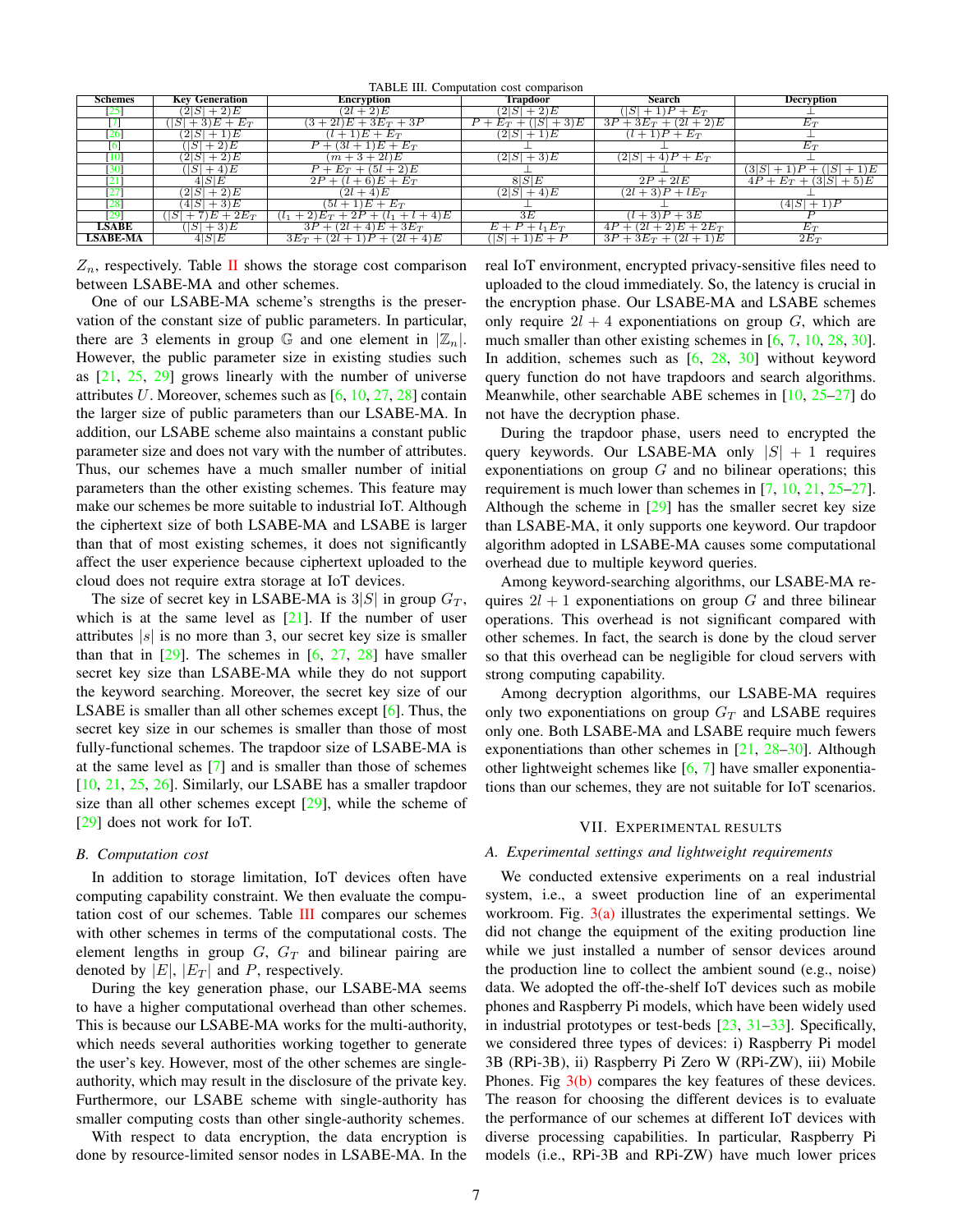TABLE III. Computation cost comparison

| Schemes | Key Generation | Encryption | Trapdoor | Search | Decryption |
|---|---|---|---|---|---|
| [25] | $(2\|S\|+2)E$ | $(2l+2)E$ | $(2\|S\|+2)E$ | $(\|S\|+1)P+E_T$ | $\perp$ |
| [7] | $(\|S\|+3)E+E_T$ | $(3+2l)E+3E_T+3P$ | $P+E_T+(\|S\|+3)E$ | $3P+3E_T+(2l+2)E$ | $E_T$ |
| [26] | $(2\|S\|+1)E$ | $(l+1)E+E_T$ | $(2\|S\|+1)E$ | $(l+1)P+E_T$ | $\perp$ |
| [6] | $(\|S\|+2)E$ | $P+E_T+(3l+1)E+E_T$ | $\perp$ | $\perp$ | $E_T$ |
| [10] | $(2\|S\|+2)E$ | $(m+3+2l)E$ | $(2\|S\|+3)E$ | $(2\|S\|+4)P+E_T$ | $\perp$ |
| [30] | $(\|S\|+4)E$ | $P+E_T+(5l+2)E$ | $\perp$ | $\perp$ | $(3\|S\|+1)P+(\|S\|+1)E$ |
| [21] | $4\|S\|E$ | $2P+(l+6)E+E_T$ | $8\|S\|E$ | $2P+2lE$ | $4P+E_T+(3\|S\|+5)E$ |
| [27] | $(2\|S\|+2)E$ | $(2l+4)E$ | $(2\|S\|+4)E$ | $(2l+3)P+lE_T$ | $\perp$ |
| [28] | $(4\|S\|+3)E$ | $(5l+1)E+E_T$ | $\perp$ | $\perp$ | $(4\|S\|+1)P$ |
| [29] | $(\|S\|+7)E+2E_T$ | $(l_1+2)E_T+2P+(l_1+l+4)E$ | $3E$ | $(l+3)P+3E$ | $P$ |
| **LSABE** | $(\|S\|+3)E$ | $3P+(2l+4)E+3E_T$ | $E+P+l_1E_T$ | $4P+(2l+2)E+2E_T$ | $E_T$ |
| **LSABE-MA** | $4\|S\|E$ | $3E_T+(2l+1)P+(2l+4)E$ | $(\|S\|+1)E+P$ | $3P+3E_T+(2l+1)E$ | $2E_T$ |

$Z_n$, respectively. Table II shows the storage cost comparison between LSABE-MA and other schemes.

One of our LSABE-MA scheme's strengths is the preservation of the constant size of public parameters. In particular, there are 3 elements in group $\mathbb{G}$ and one element in $|\mathbb{Z}_n|$. However, the public parameter size in existing studies such as [21, 25, 29] grows linearly with the number of universe attributes $U$. Moreover, schemes such as [6, 10, 27, 28] contain the larger size of public parameters than our LSABE-MA. In addition, our LSABE scheme also maintains a constant public parameter size and does not vary with the number of attributes. Thus, our schemes have a much smaller number of initial parameters than the other existing schemes. This feature may make our schemes be more suitable to industrial IoT. Although the ciphertext size of both LSABE-MA and LSABE is larger than that of most existing schemes, it does not significantly affect the user experience because ciphertext uploaded to the cloud does not require extra storage at IoT devices.

The size of secret key in LSABE-MA is $3|S|$ in group $G_T$, which is at the same level as [21]. If the number of user attributes $|s|$ is no more than 3, our secret key size is smaller than that in [29]. The schemes in [6, 27, 28] have smaller secret key size than LSABE-MA while they do not support the keyword searching. Moreover, the secret key size of our LSABE is smaller than all other schemes except [6]. Thus, the secret key size in our schemes is smaller than those of most fully-functional schemes. The trapdoor size of LSABE-MA is at the same level as [7] and is smaller than those of schemes [10, 21, 25, 26]. Similarly, our LSABE has a smaller trapdoor size than all other schemes except [29], while the scheme of [29] does not work for IoT.

### B. Computation cost

In addition to storage limitation, IoT devices often have computing capability constraint. We then evaluate the computation cost of our schemes. Table III compares our schemes with other schemes in terms of the computational costs. The element lengths in group $G$, $G_T$ and bilinear pairing are denoted by $|E|$, $|E_T|$ and $P$, respectively.

During the key generation phase, our LSABE-MA seems to have a higher computational overhead than other schemes. This is because our LSABE-MA works for the multi-authority, which needs several authorities working together to generate the user's key. However, most of the other schemes are single-authority, which may result in the disclosure of the private key. Furthermore, our LSABE scheme with single-authority has smaller computing costs than other single-authority schemes.

With respect to data encryption, the data encryption is done by resource-limited sensor nodes in LSABE-MA. In the real IoT environment, encrypted privacy-sensitive files need to uploaded to the cloud immediately. So, the latency is crucial in the encryption phase. Our LSABE-MA and LSABE schemes only require $2l+4$ exponentiations on group $G$, which are much smaller than other existing schemes in [6, 7, 10, 28, 30]. In addition, schemes such as [6, 28, 30] without keyword query function do not have trapdoors and search algorithms. Meanwhile, other searchable ABE schemes in [10, 25–27] do not have the decryption phase.

During the trapdoor phase, users need to encrypted the query keywords. Our LSABE-MA only $|S|+1$ requires exponentiations on group $G$ and no bilinear operations; this requirement is much lower than schemes in [7, 10, 21, 25–27]. Although the scheme in [29] has the smaller secret key size than LSABE-MA, it only supports one keyword. Our trapdoor algorithm adopted in LSABE-MA causes some computational overhead due to multiple keyword queries.

Among keyword-searching algorithms, our LSABE-MA requires $2l+1$ exponentiations on group $G$ and three bilinear operations. This overhead is not significant compared with other schemes. In fact, the search is done by the cloud server so that this overhead can be negligible for cloud servers with strong computing capability.

Among decryption algorithms, our LSABE-MA requires only two exponentiations on group $G_T$ and LSABE requires only one. Both LSABE-MA and LSABE require much fewers exponentiations than other schemes in [21, 28–30]. Although other lightweight schemes like [6, 7] have smaller exponentiations than our schemes, they are not suitable for IoT scenarios.

## VII. Experimental Results

### A. Experimental settings and lightweight requirements

We conducted extensive experiments on a real industrial system, i.e., a sweet production line of an experimental workroom. Fig. 3(a) illustrates the experimental settings. We did not change the equipment of the exiting production line while we just installed a number of sensor devices around the production line to collect the ambient sound (e.g., noise) data. We adopted the off-the-shelf IoT devices such as mobile phones and Raspberry Pi models, which have been widely used in industrial prototypes or test-beds [23, 31–33]. Specifically, we considered three types of devices: i) Raspberry Pi model 3B (RPi-3B), ii) Raspberry Pi Zero W (RPi-ZW), iii) Mobile Phones. Fig 3(b) compares the key features of these devices. The reason for choosing the different devices is to evaluate the performance of our schemes at different IoT devices with diverse processing capabilities. In particular, Raspberry Pi models (i.e., RPi-3B and RPi-ZW) have much lower prices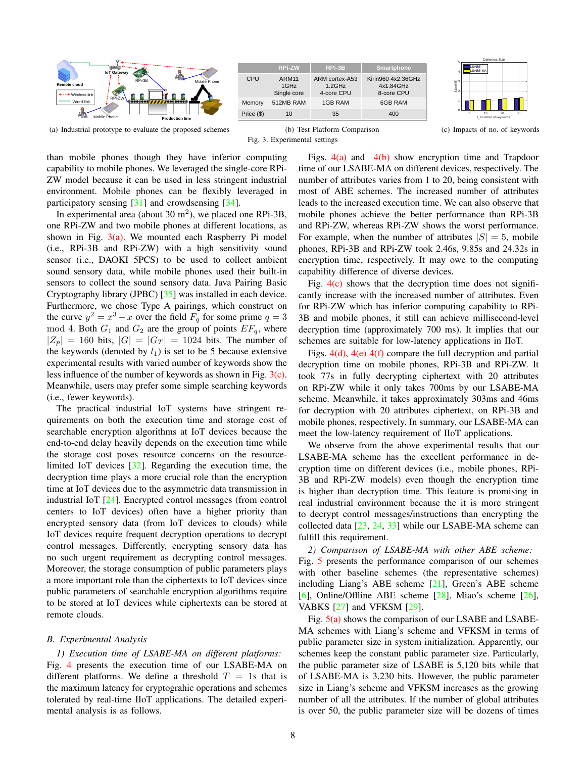| | RPi-ZW | RPi-3B | Smartphone |
|---|---|---|---|
| CPU | ARM11 1GHz Single core | ARM cortex-A53 1.2GHz 4-core CPU | Kirin960 4x2.36GHz 4x1.84GHz 8-core CPU |
| Memory | 512MB RAM | 1GB RAM | 6GB RAM |
| Price ($) | 10 | 35 | 400 |

(a) Industrial prototype to evaluate the proposed schemes (b) Test Platform Comparison (c) Impacts of no. of keywords

Fig. 3. Experimental settings

than mobile phones though they have inferior computing capability to mobile phones. We leveraged the single-core RPi-ZW model because it can be used in less stringent industrial environment. Mobile phones can be flexibly leveraged in participatory sensing [31] and crowdsensing [34].

In experimental area (about 30 m$^2$), we placed one RPi-3B, one RPi-ZW and two mobile phones at different locations, as shown in Fig. 3(a). We mounted each Raspberry Pi model (i.e., RPi-3B and RPi-ZW) with a high sensitivity sound sensor (i.e., DAOKI 5PCS) to be used to collect ambient sound sensory data, while mobile phones used their built-in sensors to collect the sound sensory data. Java Pairing Basic Cryptography library (JPBC) [35] was installed in each device. Furthermore, we chose Type A pairings, which construct on the curve $y^2 = x^3 + x$ over the field $F_q$ for some prime $q = 3 \bmod 4$. Both $G_1$ and $G_2$ are the group of points $EF_q$, where $|Z_p| = 160$ bits, $|G| = |G_T| = 1024$ bits. The number of the keywords (denoted by $l_1$) is set to be 5 because extensive experimental results with varied number of keywords show the less influence of the number of keywords as shown in Fig. 3(c). Meanwhile, users may prefer some simple searching keywords (i.e., fewer keywords).

The practical industrial IoT systems have stringent requirements on both the execution time and storage cost of searchable encryption algorithms at IoT devices because the end-to-end delay heavily depends on the execution time while the storage cost poses resource concerns on the resource-limited IoT devices [32]. Regarding the execution time, the decryption time plays a more crucial role than the encryption time at IoT devices due to the asymmetric data transmission in industrial IoT [24]. Encrypted control messages (from control centers to IoT devices) often have a higher priority than encrypted sensory data (from IoT devices to clouds) while IoT devices require frequent decryption operations to decrypt control messages. Differently, encrypting sensory data has no such urgent requirement as decrypting control messages. Moreover, the storage consumption of public parameters plays a more important role than the ciphertexts to IoT devices since public parameters of searchable encryption algorithms require to be stored at IoT devices while ciphertexts can be stored at remote clouds.

### B. Experimental Analysis

*1) Execution time of LSABE-MA on different platforms:* Fig. 4 presents the execution time of our LSABE-MA on different platforms. We define a threshold $T = 1$s that is the maximum latency for cryptograhic operations and schemes tolerated by real-time IIoT applications. The detailed experimental analysis is as follows.

Figs. 4(a) and 4(b) show encryption time and Trapdoor time of our LSABE-MA on different devices, respectively. The number of attributes varies from 1 to 20, being consistent with most of ABE schemes. The increased number of attributes leads to the increased execution time. We can also observe that mobile phones achieve the better performance than RPi-3B and RPi-ZW, whereas RPi-ZW shows the worst performance. For example, when the number of attributes $|S| = 5$, mobile phones, RPi-3B and RPi-ZW took 2.46s, 9.85s and 24.32s in encryption time, respectively. It may owe to the computing capability difference of diverse devices.

Fig. 4(c) shows that the decryption time does not significantly increase with the increased number of attributes. Even for RPi-ZW which has inferior computing capability to RPi-3B and mobile phones, it still can achieve millisecond-level decryption time (approximately 700 ms). It implies that our schemes are suitable for low-latency applications in IIoT.

Figs. 4(d), 4(e) 4(f) compare the full decryption and partial decryption time on mobile phones, RPi-3B and RPi-ZW. It took 77s in fully decrypting ciphertext with 20 attributes on RPi-ZW while it only takes 700ms by our LSABE-MA scheme. Meanwhile, it takes approximately 303ms and 46ms for decryption with 20 attributes ciphertext, on RPi-3B and mobile phones, respectively. In summary, our LSABE-MA can meet the low-latency requirement of IIoT applications.

We observe from the above experimental results that our LSABE-MA scheme has the excellent performance in decryption time on different devices (i.e., mobile phones, RPi-3B and RPi-ZW models) even though the encryption time is higher than decryption time. This feature is promising in real industrial environment because the it is more stringent to decrypt control messages/instructions than encrypting the collected data [23, 24, 33] while our LSABE-MA scheme can fulfill this requirement.

*2) Comparison of LSABE-MA with other ABE scheme:* Fig. 5 presents the performance comparison of our schemes with other baseline schemes (the representative schemes) including Liang's ABE scheme [21], Green's ABE scheme [6], Online/Offline ABE scheme [28], Miao's scheme [26], VABKS [27] and VFKSM [29].

Fig. 5(a) shows the comparison of our LSABE and LSABE-MA schemes with Liang's scheme and VFKSM in terms of public parameter size in system initialization. Apparently, our schemes keep the constant public parameter size. Particularly, the public parameter size of LSABE is 5,120 bits while that of LSABE-MA is 3,230 bits. However, the public parameter size in Liang's scheme and VFKSM increases as the growing number of all the attributes. If the number of global attributes is over 50, the public parameter size will be dozens of times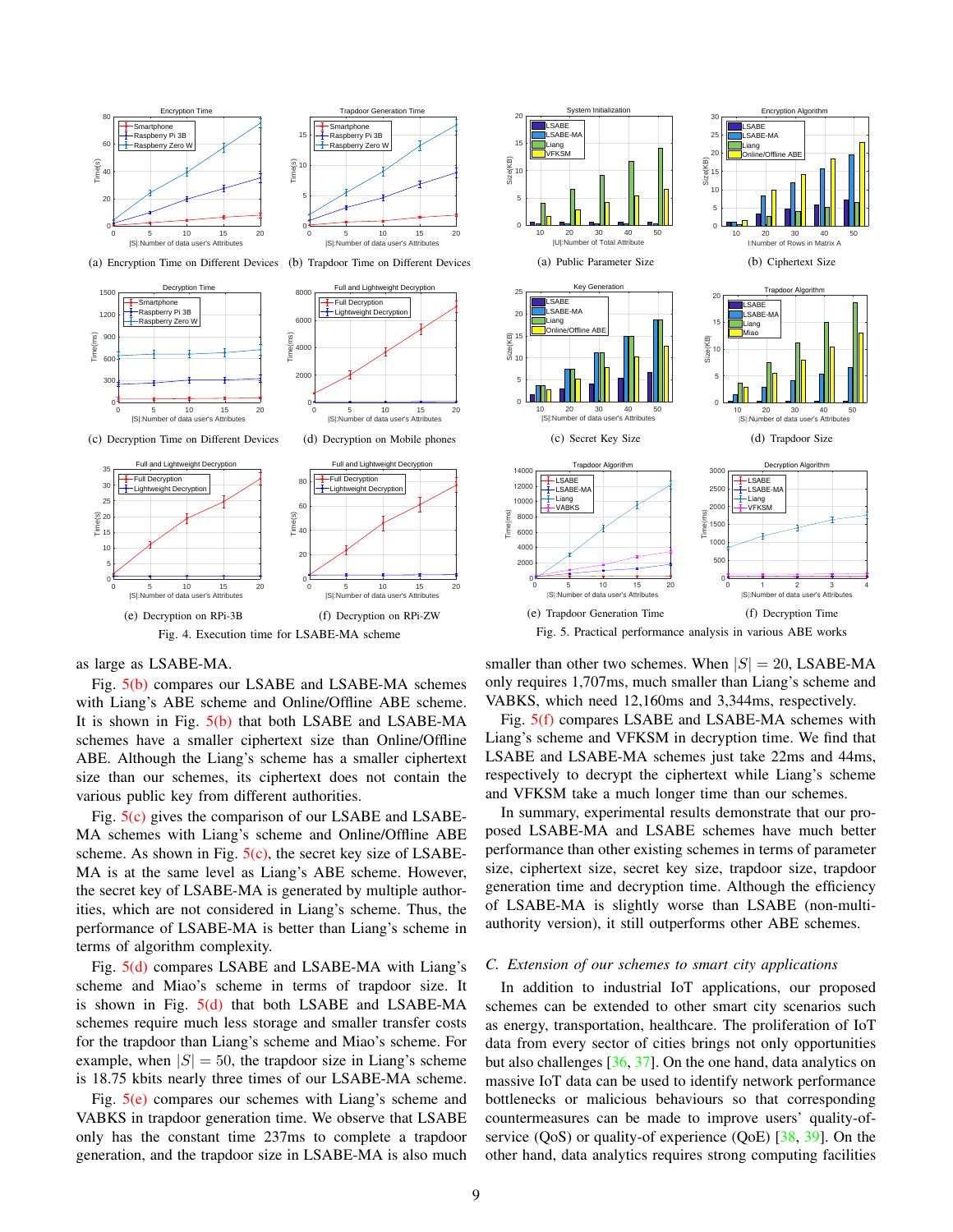(a) Encryption Time on Different Devices

(b) Trapdoor Time on Different Devices

(c) Decryption Time on Different Devices

(d) Decryption on Mobile phones

(e) Decryption on RPi-3B

(f) Decryption on RPi-ZW

Fig. 4. Execution time for LSABE-MA scheme

(a) Public Parameter Size

(b) Ciphertext Size

(c) Secret Key Size

(d) Trapdoor Size

(e) Trapdoor Generation Time

(f) Decryption Time

Fig. 5. Practical performance analysis in various ABE works

as large as LSABE-MA.

Fig. 5(b) compares our LSABE and LSABE-MA schemes with Liang's ABE scheme and Online/Offline ABE scheme. It is shown in Fig. 5(b) that both LSABE and LSABE-MA schemes have a smaller ciphertext size than Online/Offline ABE. Although the Liang's scheme has a smaller ciphertext size than our schemes, its ciphertext does not contain the various public key from different authorities.

Fig. 5(c) gives the comparison of our LSABE and LSABE-MA schemes with Liang's scheme and Online/Offline ABE scheme. As shown in Fig. 5(c), the secret key size of LSABE-MA is at the same level as Liang's ABE scheme. However, the secret key of LSABE-MA is generated by multiple authorities, which are not considered in Liang's scheme. Thus, the performance of LSABE-MA is better than Liang's scheme in terms of algorithm complexity.

Fig. 5(d) compares LSABE and LSABE-MA with Liang's scheme and Miao's scheme in terms of trapdoor size. It is shown in Fig. 5(d) that both LSABE and LSABE-MA schemes require much less storage and smaller transfer costs for the trapdoor than Liang's scheme and Miao's scheme. For example, when $|S| = 50$, the trapdoor size in Liang's scheme is 18.75 kbits nearly three times of our LSABE-MA scheme.

Fig. 5(e) compares our schemes with Liang's scheme and VABKS in trapdoor generation time. We observe that LSABE only has the constant time 237ms to complete a trapdoor generation, and the trapdoor size in LSABE-MA is also much smaller than other two schemes. When $|S| = 20$, LSABE-MA only requires 1,707ms, much smaller than Liang's scheme and VABKS, which need 12,160ms and 3,344ms, respectively.

Fig. 5(f) compares LSABE and LSABE-MA schemes with Liang's scheme and VFKSM in decryption time. We find that LSABE and LSABE-MA schemes just take 22ms and 44ms, respectively to decrypt the ciphertext while Liang's scheme and VFKSM take a much longer time than our schemes.

In summary, experimental results demonstrate that our proposed LSABE-MA and LSABE schemes have much better performance than other existing schemes in terms of parameter size, ciphertext size, secret key size, trapdoor size, trapdoor generation time and decryption time. Although the efficiency of LSABE-MA is slightly worse than LSABE (non-multi-authority version), it still outperforms other ABE schemes.

### C. Extension of our schemes to smart city applications

In addition to industrial IoT applications, our proposed schemes can be extended to other smart city scenarios such as energy, transportation, healthcare. The proliferation of IoT data from every sector of cities brings not only opportunities but also challenges [36, 37]. On the one hand, data analytics on massive IoT data can be used to identify network performance bottlenecks or malicious behaviours so that corresponding countermeasures can be made to improve users' quality-of-service (QoS) or quality-of experience (QoE) [38, 39]. On the other hand, data analytics requires strong computing facilities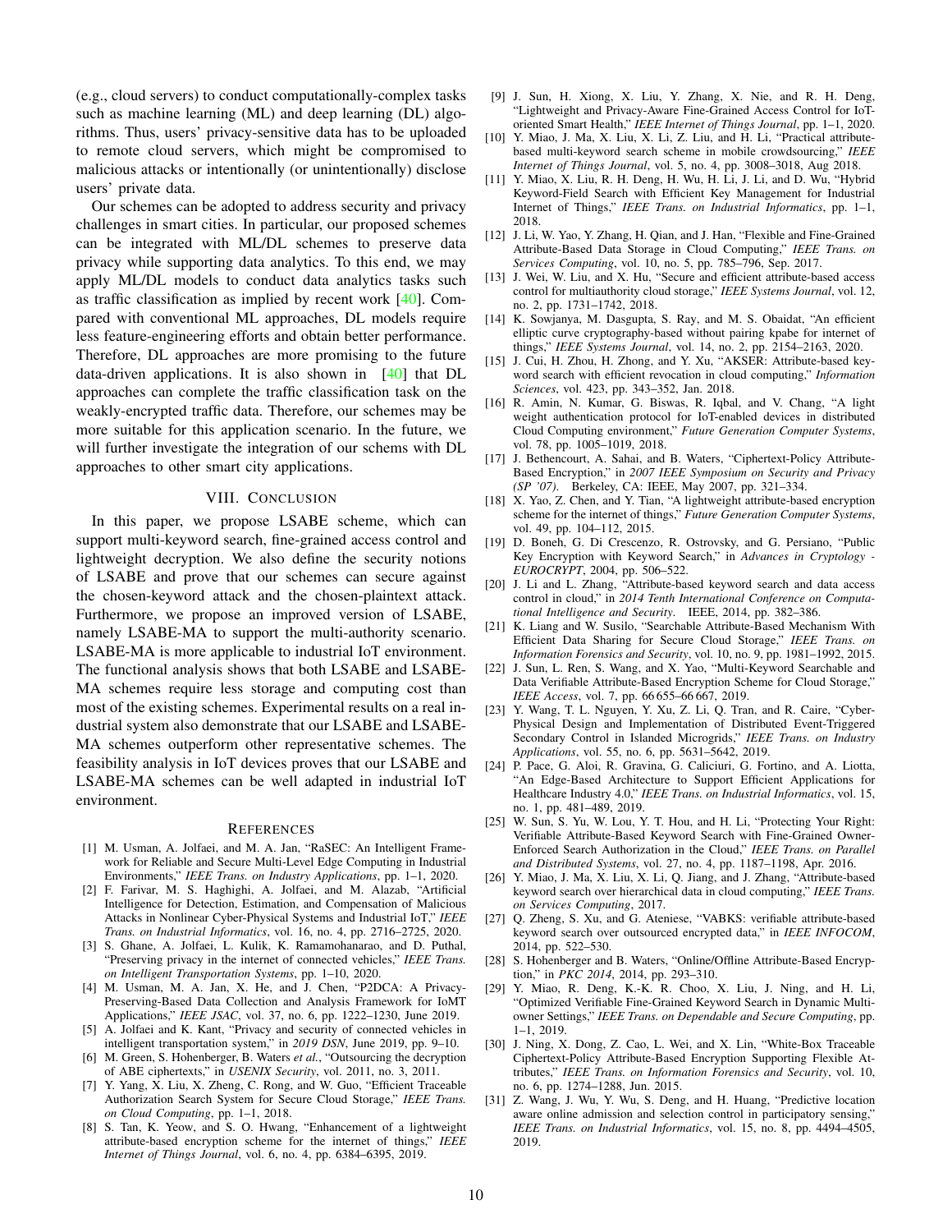(e.g., cloud servers) to conduct computationally-complex tasks such as machine learning (ML) and deep learning (DL) algorithms. Thus, users' privacy-sensitive data has to be uploaded to remote cloud servers, which might be compromised to malicious attacks or intentionally (or unintentionally) disclose users' private data.

Our schemes can be adopted to address security and privacy challenges in smart cities. In particular, our proposed schemes can be integrated with ML/DL schemes to preserve data privacy while supporting data analytics. To this end, we may apply ML/DL models to conduct data analytics tasks such as traffic classification as implied by recent work [40]. Compared with conventional ML approaches, DL models require less feature-engineering efforts and obtain better performance. Therefore, DL approaches are more promising to the future data-driven applications. It is also shown in [40] that DL approaches can complete the traffic classification task on the weakly-encrypted traffic data. Therefore, our schemes may be more suitable for this application scenario. In the future, we will further investigate the integration of our schems with DL approaches to other smart city applications.

## VIII. Conclusion

In this paper, we propose LSABE scheme, which can support multi-keyword search, fine-grained access control and lightweight decryption. We also define the security notions of LSABE and prove that our schemes can secure against the chosen-keyword attack and the chosen-plaintext attack. Furthermore, we propose an improved version of LSABE, namely LSABE-MA to support the multi-authority scenario. LSABE-MA is more applicable to industrial IoT environment. The functional analysis shows that both LSABE and LSABE-MA schemes require less storage and computing cost than most of the existing schemes. Experimental results on a real industrial system also demonstrate that our LSABE and LSABE-MA schemes outperform other representative schemes. The feasibility analysis in IoT devices proves that our LSABE and LSABE-MA schemes can be well adapted in industrial IoT environment.

## References

[1] M. Usman, A. Jolfaei, and M. A. Jan, "RaSEC: An Intelligent Framework for Reliable and Secure Multi-Level Edge Computing in Industrial Environments," *IEEE Trans. on Industry Applications*, pp. 1–1, 2020.

[2] F. Farivar, M. S. Haghighi, A. Jolfaei, and M. Alazab, "Artificial Intelligence for Detection, Estimation, and Compensation of Malicious Attacks in Nonlinear Cyber-Physical Systems and Industrial IoT," *IEEE Trans. on Industrial Informatics*, vol. 16, no. 4, pp. 2716–2725, 2020.

[3] S. Ghane, A. Jolfaei, L. Kulik, K. Ramamohanarao, and D. Puthal, "Preserving privacy in the internet of connected vehicles," *IEEE Trans. on Intelligent Transportation Systems*, pp. 1–10, 2020.

[4] M. Usman, M. A. Jan, X. He, and J. Chen, "P2DCA: A Privacy-Preserving-Based Data Collection and Analysis Framework for IoMT Applications," *IEEE JSAC*, vol. 37, no. 6, pp. 1222–1230, June 2019.

[5] A. Jolfaei and K. Kant, "Privacy and security of connected vehicles in intelligent transportation system," in *2019 DSN*, June 2019, pp. 9–10.

[6] M. Green, S. Hohenberger, B. Waters *et al.*, "Outsourcing the decryption of ABE ciphertexts," in *USENIX Security*, vol. 2011, no. 3, 2011.

[7] Y. Yang, X. Liu, X. Zheng, C. Rong, and W. Guo, "Efficient Traceable Authorization Search System for Secure Cloud Storage," *IEEE Trans. on Cloud Computing*, pp. 1–1, 2018.

[8] S. Tan, K. Yeow, and S. O. Hwang, "Enhancement of a lightweight attribute-based encryption scheme for the internet of things," *IEEE Internet of Things Journal*, vol. 6, no. 4, pp. 6384–6395, 2019.

[9] J. Sun, H. Xiong, X. Liu, Y. Zhang, X. Nie, and R. H. Deng, "Lightweight and Privacy-Aware Fine-Grained Access Control for IoT-oriented Smart Health," *IEEE Internet of Things Journal*, pp. 1–1, 2020.

[10] Y. Miao, J. Ma, X. Liu, X. Li, Z. Liu, and H. Li, "Practical attribute-based multi-keyword search scheme in mobile crowdsourcing," *IEEE Internet of Things Journal*, vol. 5, no. 4, pp. 3008–3018, Aug 2018.

[11] Y. Miao, X. Liu, R. H. Deng, H. Wu, H. Li, J. Li, and D. Wu, "Hybrid Keyword-Field Search with Efficient Key Management for Industrial Internet of Things," *IEEE Trans. on Industrial Informatics*, pp. 1–1, 2018.

[12] J. Li, W. Yao, Y. Zhang, H. Qian, and J. Han, "Flexible and Fine-Grained Attribute-Based Data Storage in Cloud Computing," *IEEE Trans. on Services Computing*, vol. 10, no. 5, pp. 785–796, Sep. 2017.

[13] J. Wei, W. Liu, and X. Hu, "Secure and efficient attribute-based access control for multiauthority cloud storage," *IEEE Systems Journal*, vol. 12, no. 2, pp. 1731–1742, 2018.

[14] K. Sowjanya, M. Dasgupta, S. Ray, and M. S. Obaidat, "An efficient elliptic curve cryptography-based without pairing kpabe for internet of things," *IEEE Systems Journal*, vol. 14, no. 2, pp. 2154–2163, 2020.

[15] J. Cui, H. Zhou, H. Zhong, and Y. Xu, "AKSER: Attribute-based keyword search with efficient revocation in cloud computing," *Information Sciences*, vol. 423, pp. 343–352, Jan. 2018.

[16] R. Amin, N. Kumar, G. Biswas, R. Iqbal, and V. Chang, "A light weight authentication protocol for IoT-enabled devices in distributed Cloud Computing environment," *Future Generation Computer Systems*, vol. 78, pp. 1005–1019, 2018.

[17] J. Bethencourt, A. Sahai, and B. Waters, "Ciphertext-Policy Attribute-Based Encryption," in *2007 IEEE Symposium on Security and Privacy (SP '07)*. Berkeley, CA: IEEE, May 2007, pp. 321–334.

[18] X. Yao, Z. Chen, and Y. Tian, "A lightweight attribute-based encryption scheme for the internet of things," *Future Generation Computer Systems*, vol. 49, pp. 104–112, 2015.

[19] D. Boneh, G. Di Crescenzo, R. Ostrovsky, and G. Persiano, "Public Key Encryption with Keyword Search," in *Advances in Cryptology - EUROCRYPT*, 2004, pp. 506–522.

[20] J. Li and L. Zhang, "Attribute-based keyword search and data access control in cloud," in *2014 Tenth International Conference on Computational Intelligence and Security*. IEEE, 2014, pp. 382–386.

[21] K. Liang and W. Susilo, "Searchable Attribute-Based Mechanism With Efficient Data Sharing for Secure Cloud Storage," *IEEE Trans. on Information Forensics and Security*, vol. 10, no. 9, pp. 1981–1992, 2015.

[22] J. Sun, L. Ren, S. Wang, and X. Yao, "Multi-Keyword Searchable and Data Verifiable Attribute-Based Encryption Scheme for Cloud Storage," *IEEE Access*, vol. 7, pp. 66 655–66 667, 2019.

[23] Y. Wang, T. L. Nguyen, Y. Xu, Z. Li, Q. Tran, and R. Caire, "Cyber-Physical Design and Implementation of Distributed Event-Triggered Secondary Control in Islanded Microgrids," *IEEE Trans. on Industry Applications*, vol. 55, no. 6, pp. 5631–5642, 2019.

[24] P. Pace, G. Aloi, R. Gravina, G. Caliciuri, G. Fortino, and A. Liotta, "An Edge-Based Architecture to Support Efficient Applications for Healthcare Industry 4.0," *IEEE Trans. on Industrial Informatics*, vol. 15, no. 1, pp. 481–489, 2019.

[25] W. Sun, S. Yu, W. Lou, Y. T. Hou, and H. Li, "Protecting Your Right: Verifiable Attribute-Based Keyword Search with Fine-Grained Owner-Enforced Search Authorization in the Cloud," *IEEE Trans. on Parallel and Distributed Systems*, vol. 27, no. 4, pp. 1187–1198, Apr. 2016.

[26] Y. Miao, J. Ma, X. Liu, X. Li, Q. Jiang, and J. Zhang, "Attribute-based keyword search over hierarchical data in cloud computing," *IEEE Trans. on Services Computing*, 2017.

[27] Q. Zheng, S. Xu, and G. Ateniese, "VABKS: verifiable attribute-based keyword search over outsourced encrypted data," in *IEEE INFOCOM*, 2014, pp. 522–530.

[28] S. Hohenberger and B. Waters, "Online/Offline Attribute-Based Encryption," in *PKC 2014*, 2014, pp. 293–310.

[29] Y. Miao, R. Deng, K.-K. R. Choo, X. Liu, J. Ning, and H. Li, "Optimized Verifiable Fine-Grained Keyword Search in Dynamic Multi-owner Settings," *IEEE Trans. on Dependable and Secure Computing*, pp. 1–1, 2019.

[30] J. Ning, X. Dong, Z. Cao, L. Wei, and X. Lin, "White-Box Traceable Ciphertext-Policy Attribute-Based Encryption Supporting Flexible Attributes," *IEEE Trans. on Information Forensics and Security*, vol. 10, no. 6, pp. 1274–1288, Jun. 2015.

[31] Z. Wang, J. Wu, Y. Wu, S. Deng, and H. Huang, "Predictive location aware online admission and selection control in participatory sensing," *IEEE Trans. on Industrial Informatics*, vol. 15, no. 8, pp. 4494–4505, 2019.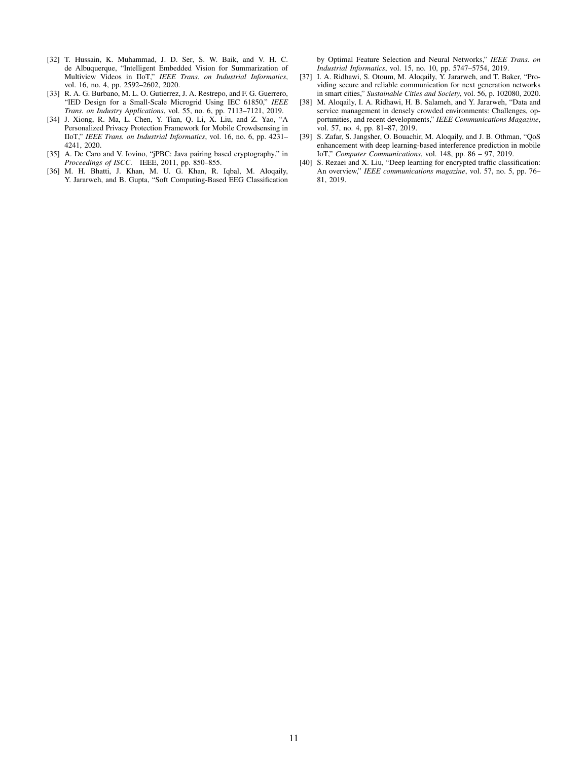[32] T. Hussain, K. Muhammad, J. D. Ser, S. W. Baik, and V. H. C. de Albuquerque, "Intelligent Embedded Vision for Summarization of Multiview Videos in IIoT," *IEEE Trans. on Industrial Informatics*, vol. 16, no. 4, pp. 2592–2602, 2020.

[33] R. A. G. Burbano, M. L. O. Gutierrez, J. A. Restrepo, and F. G. Guerrero, "IED Design for a Small-Scale Microgrid Using IEC 61850," *IEEE Trans. on Industry Applications*, vol. 55, no. 6, pp. 7113–7121, 2019.

[34] J. Xiong, R. Ma, L. Chen, Y. Tian, Q. Li, X. Liu, and Z. Yao, "A Personalized Privacy Protection Framework for Mobile Crowdsensing in IIoT," *IEEE Trans. on Industrial Informatics*, vol. 16, no. 6, pp. 4231–4241, 2020.

[35] A. De Caro and V. Iovino, "jPBC: Java pairing based cryptography," in *Proceedings of ISCC*. IEEE, 2011, pp. 850–855.

[36] M. H. Bhatti, J. Khan, M. U. G. Khan, R. Iqbal, M. Aloqaily, Y. Jararweh, and B. Gupta, "Soft Computing-Based EEG Classification by Optimal Feature Selection and Neural Networks," *IEEE Trans. on Industrial Informatics*, vol. 15, no. 10, pp. 5747–5754, 2019.

[37] I. A. Ridhawi, S. Otoum, M. Aloqaily, Y. Jararweh, and T. Baker, "Providing secure and reliable communication for next generation networks in smart cities," *Sustainable Cities and Society*, vol. 56, p. 102080, 2020.

[38] M. Aloqaily, I. A. Ridhawi, H. B. Salameh, and Y. Jararweh, "Data and service management in densely crowded environments: Challenges, opportunities, and recent developments," *IEEE Communications Magazine*, vol. 57, no. 4, pp. 81–87, 2019.

[39] S. Zafar, S. Jangsher, O. Bouachir, M. Aloqaily, and J. B. Othman, "QoS enhancement with deep learning-based interference prediction in mobile IoT," *Computer Communications*, vol. 148, pp. 86 – 97, 2019.

[40] S. Rezaei and X. Liu, "Deep learning for encrypted traffic classification: An overview," *IEEE communications magazine*, vol. 57, no. 5, pp. 76–81, 2019.